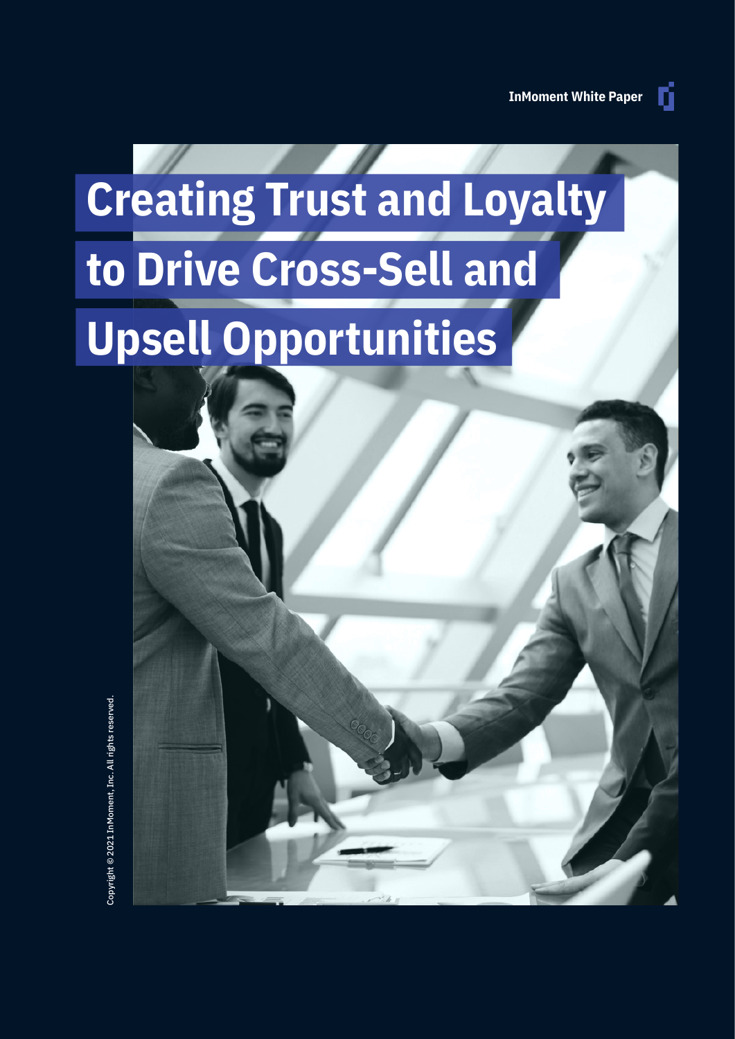InMoment White Paper

# Creating Trust and Loyalty to Drive Cross-Sell and Upsell Opportunities

Copyright © 2021 InMoment, Inc. All rights reserved.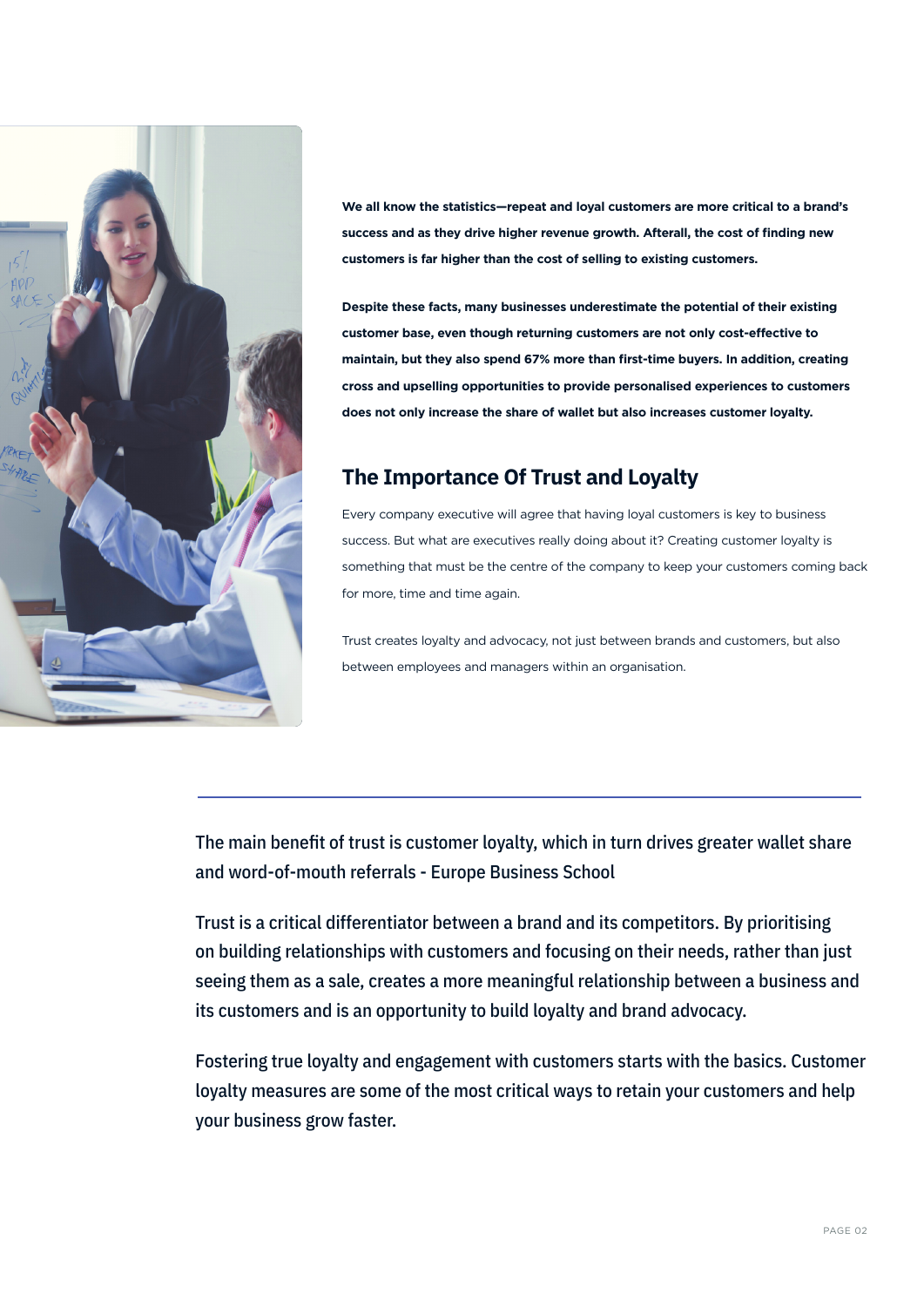**We all know the statistics—repeat and loyal customers are more critical to a brand's success and as they drive higher revenue growth. Afterall, the cost of finding new customers is far higher than the cost of selling to existing customers.**

**Despite these facts, many businesses underestimate the potential of their existing customer base, even though returning customers are not only cost-effective to maintain, but they also spend 67% more than first-time buyers. In addition, creating cross and upselling opportunities to provide personalised experiences to customers does not only increase the share of wallet but also increases customer loyalty.**

## The Importance Of Trust and Loyalty

Every company executive will agree that having loyal customers is key to business success. But what are executives really doing about it? Creating customer loyalty is something that must be the centre of the company to keep your customers coming back for more, time and time again.

Trust creates loyalty and advocacy, not just between brands and customers, but also between employees and managers within an organisation.

---

The main benefit of trust is customer loyalty, which in turn drives greater wallet share and word-of-mouth referrals - Europe Business School

Trust is a critical differentiator between a brand and its competitors. By prioritising on building relationships with customers and focusing on their needs, rather than just seeing them as a sale, creates a more meaningful relationship between a business and its customers and is an opportunity to build loyalty and brand advocacy.

Fostering true loyalty and engagement with customers starts with the basics. Customer loyalty measures are some of the most critical ways to retain your customers and help your business grow faster.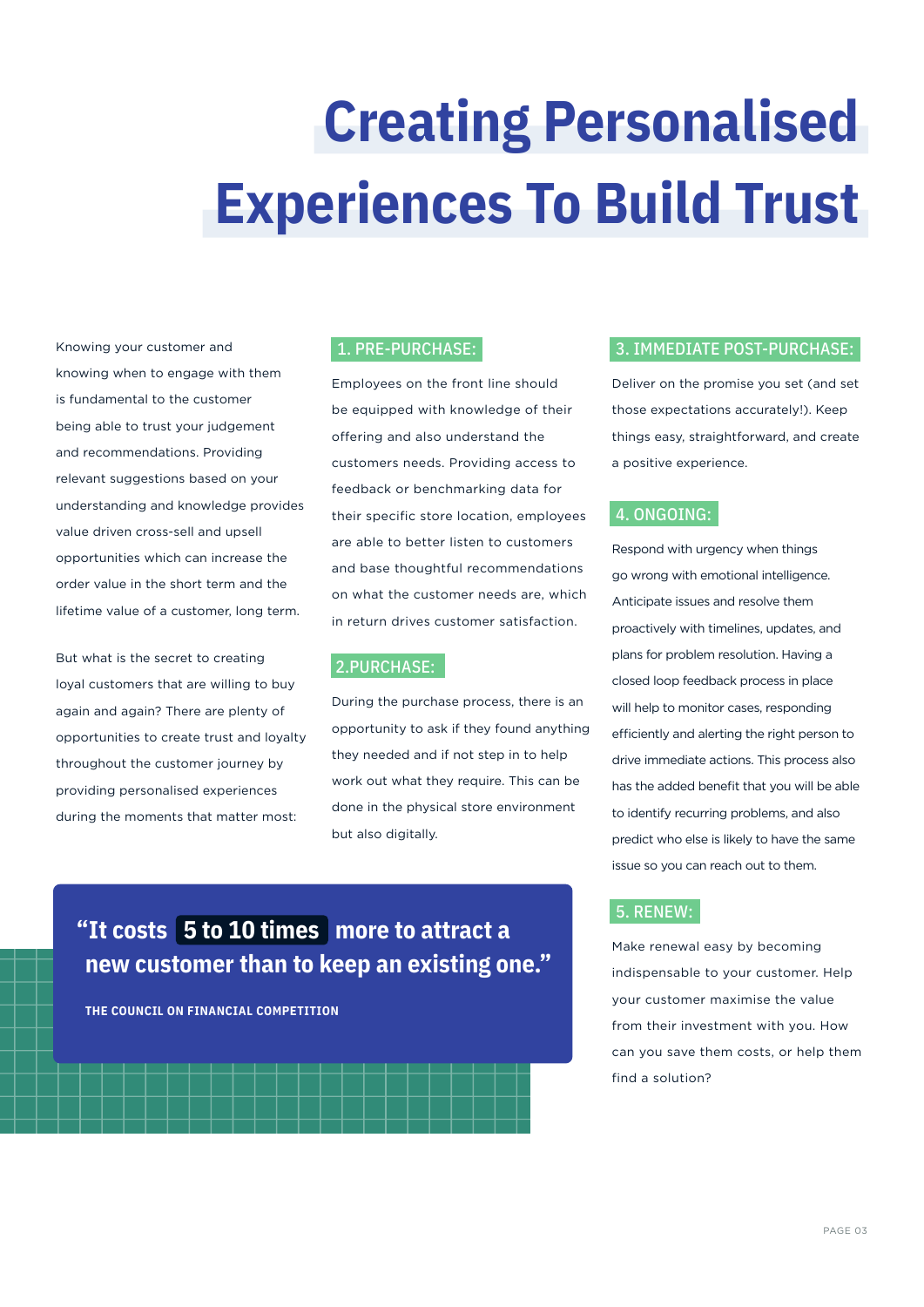# Creating Personalised Experiences To Build Trust

Knowing your customer and knowing when to engage with them is fundamental to the customer being able to trust your judgement and recommendations. Providing relevant suggestions based on your understanding and knowledge provides value driven cross-sell and upsell opportunities which can increase the order value in the short term and the lifetime value of a customer, long term.

But what is the secret to creating loyal customers that are willing to buy again and again? There are plenty of opportunities to create trust and loyalty throughout the customer journey by providing personalised experiences during the moments that matter most:

> **“It costs 5 to 10 times more to attract a new customer than to keep an existing one.”**
>
> **THE COUNCIL ON FINANCIAL COMPETITION**

## 1. PRE-PURCHASE:

Employees on the front line should be equipped with knowledge of their offering and also understand the customers needs. Providing access to feedback or benchmarking data for their specific store location, employees are able to better listen to customers and base thoughtful recommendations on what the customer needs are, which in return drives customer satisfaction.

## 2.PURCHASE:

During the purchase process, there is an opportunity to ask if they found anything they needed and if not step in to help work out what they require. This can be done in the physical store environment but also digitally.

## 3. IMMEDIATE POST-PURCHASE:

Deliver on the promise you set (and set those expectations accurately!). Keep things easy, straightforward, and create a positive experience.

## 4. ONGOING:

Respond with urgency when things go wrong with emotional intelligence. Anticipate issues and resolve them proactively with timelines, updates, and plans for problem resolution. Having a closed loop feedback process in place will help to monitor cases, responding efficiently and alerting the right person to drive immediate actions. This process also has the added benefit that you will be able to identify recurring problems, and also predict who else is likely to have the same issue so you can reach out to them.

## 5. RENEW:

Make renewal easy by becoming indispensable to your customer. Help your customer maximise the value from their investment with you. How can you save them costs, or help them find a solution?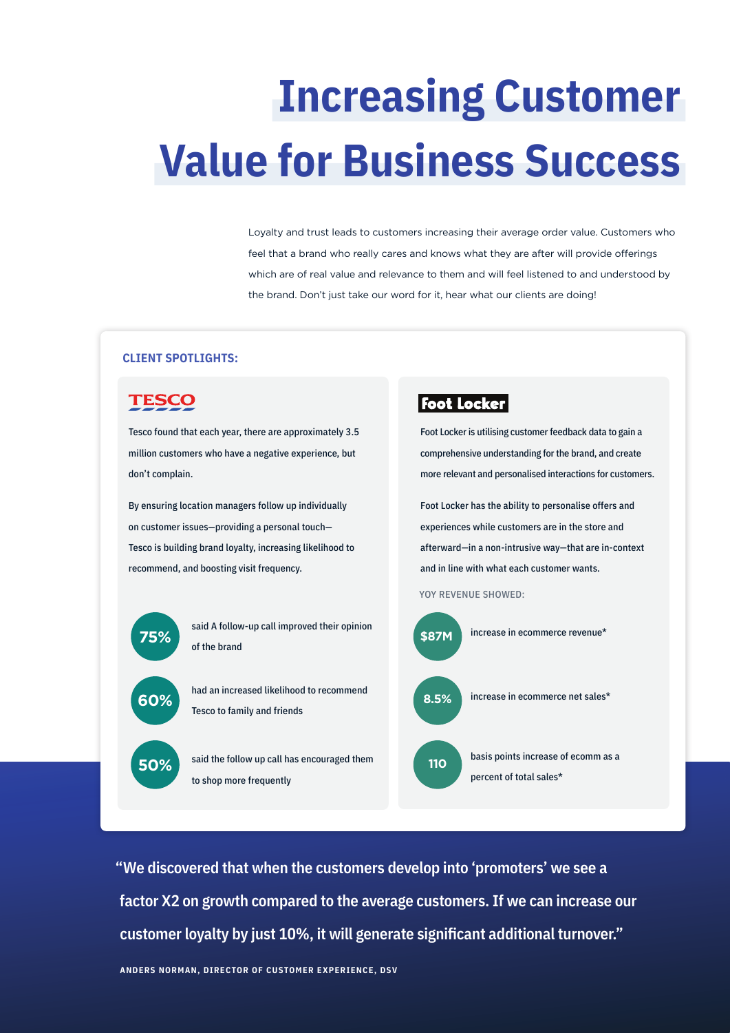# Increasing Customer Value for Business Success

Loyalty and trust leads to customers increasing their average order value. Customers who feel that a brand who really cares and knows what they are after will provide offerings which are of real value and relevance to them and will feel listened to and understood by the brand. Don't just take our word for it, hear what our clients are doing!

**CLIENT SPOTLIGHTS:**

### TESCO

Tesco found that each year, there are approximately 3.5 million customers who have a negative experience, but don't complain.

By ensuring location managers follow up individually on customer issues—providing a personal touch—Tesco is building brand loyalty, increasing likelihood to recommend, and boosting visit frequency.

- **75%** said A follow-up call improved their opinion of the brand
- **60%** had an increased likelihood to recommend Tesco to family and friends
- **50%** said the follow up call has encouraged them to shop more frequently

### Foot Locker

Foot Locker is utilising customer feedback data to gain a comprehensive understanding for the brand, and create more relevant and personalised interactions for customers.

Foot Locker has the ability to personalise offers and experiences while customers are in the store and afterward—in a non-intrusive way—that are in-context and in line with what each customer wants.

YOY REVENUE SHOWED:

- **$87M** increase in ecommerce revenue*
- **8.5%** increase in ecommerce net sales*
- **110** basis points increase of ecomm as a percent of total sales*

> "We discovered that when the customers develop into 'promoters' we see a factor X2 on growth compared to the average customers. If we can increase our customer loyalty by just 10%, it will generate significant additional turnover."
>
> ANDERS NORMAN, DIRECTOR OF CUSTOMER EXPERIENCE, DSV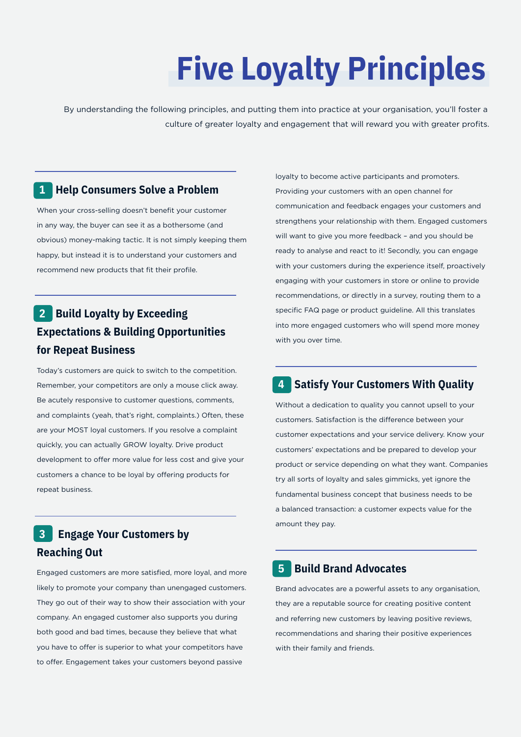# Five Loyalty Principles

By understanding the following principles, and putting them into practice at your organisation, you'll foster a culture of greater loyalty and engagement that will reward you with greater profits.

## 1 Help Consumers Solve a Problem

When your cross-selling doesn't benefit your customer in any way, the buyer can see it as a bothersome (and obvious) money-making tactic. It is not simply keeping them happy, but instead it is to understand your customers and recommend new products that fit their profile.

## 2 Build Loyalty by Exceeding Expectations & Building Opportunities for Repeat Business

Today's customers are quick to switch to the competition. Remember, your competitors are only a mouse click away. Be acutely responsive to customer questions, comments, and complaints (yeah, that's right, complaints.) Often, these are your MOST loyal customers. If you resolve a complaint quickly, you can actually GROW loyalty. Drive product development to offer more value for less cost and give your customers a chance to be loyal by offering products for repeat business.

## 3 Engage Your Customers by Reaching Out

Engaged customers are more satisfied, more loyal, and more likely to promote your company than unengaged customers. They go out of their way to show their association with your company. An engaged customer also supports you during both good and bad times, because they believe that what you have to offer is superior to what your competitors have to offer. Engagement takes your customers beyond passive loyalty to become active participants and promoters. Providing your customers with an open channel for communication and feedback engages your customers and strengthens your relationship with them. Engaged customers will want to give you more feedback – and you should be ready to analyse and react to it! Secondly, you can engage with your customers during the experience itself, proactively engaging with your customers in store or online to provide recommendations, or directly in a survey, routing them to a specific FAQ page or product guideline. All this translates into more engaged customers who will spend more money with you over time.

## 4 Satisfy Your Customers With Quality

Without a dedication to quality you cannot upsell to your customers. Satisfaction is the difference between your customer expectations and your service delivery. Know your customers' expectations and be prepared to develop your product or service depending on what they want. Companies try all sorts of loyalty and sales gimmicks, yet ignore the fundamental business concept that business needs to be a balanced transaction: a customer expects value for the amount they pay.

## 5 Build Brand Advocates

Brand advocates are a powerful assets to any organisation, they are a reputable source for creating positive content and referring new customers by leaving positive reviews, recommendations and sharing their positive experiences with their family and friends.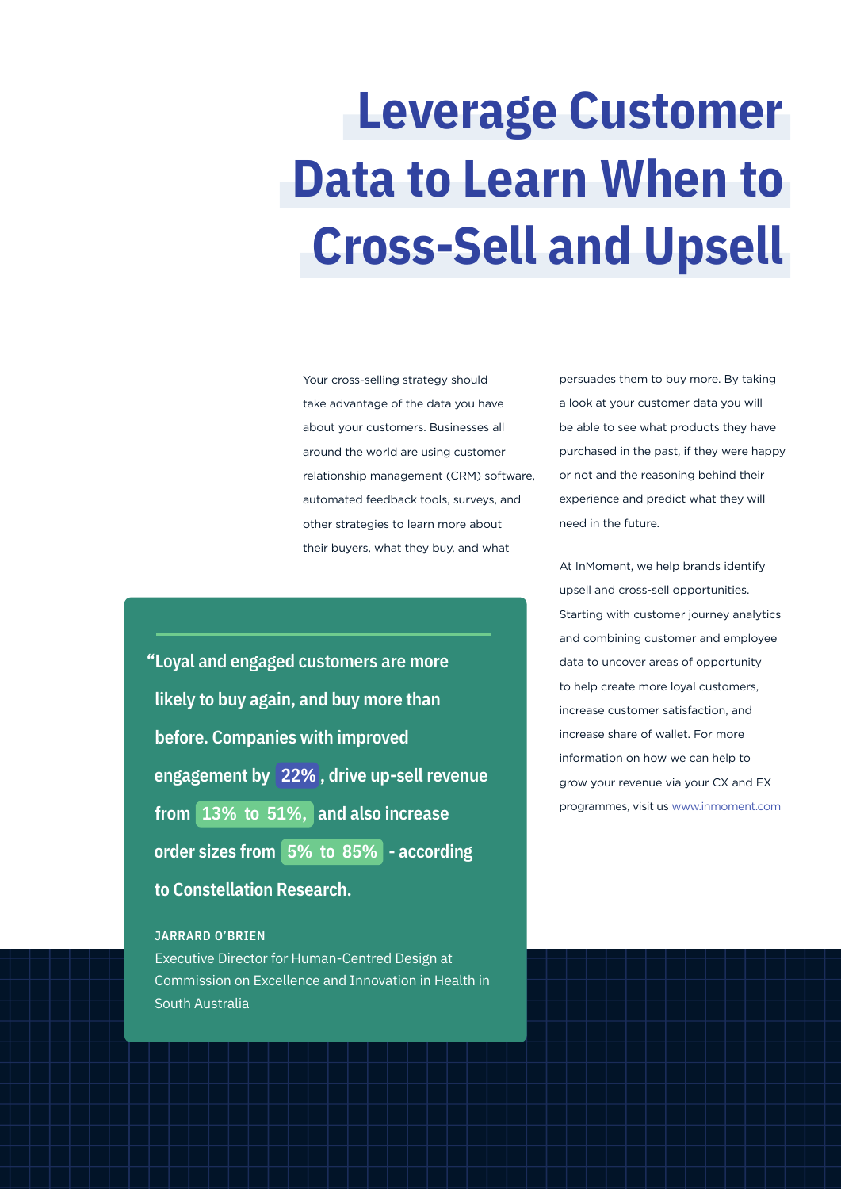# Leverage Customer Data to Learn When to Cross-Sell and Upsell

Your cross-selling strategy should take advantage of the data you have about your customers. Businesses all around the world are using customer relationship management (CRM) software, automated feedback tools, surveys, and other strategies to learn more about their buyers, what they buy, and what persuades them to buy more. By taking a look at your customer data you will be able to see what products they have purchased in the past, if they were happy or not and the reasoning behind their experience and predict what they will need in the future.

> **"Loyal and engaged customers are more likely to buy again, and buy more than before. Companies with improved engagement by 22%, drive up-sell revenue from 13% to 51%, and also increase order sizes from 5% to 85% - according to Constellation Research.**
>
> **JARRARD O'BRIEN**
> Executive Director for Human-Centred Design at Commission on Excellence and Innovation in Health in South Australia

At InMoment, we help brands identify upsell and cross-sell opportunities. Starting with customer journey analytics and combining customer and employee data to uncover areas of opportunity to help create more loyal customers, increase customer satisfaction, and increase share of wallet. For more information on how we can help to grow your revenue via your CX and EX programmes, visit us [www.inmoment.com](www.inmoment.com)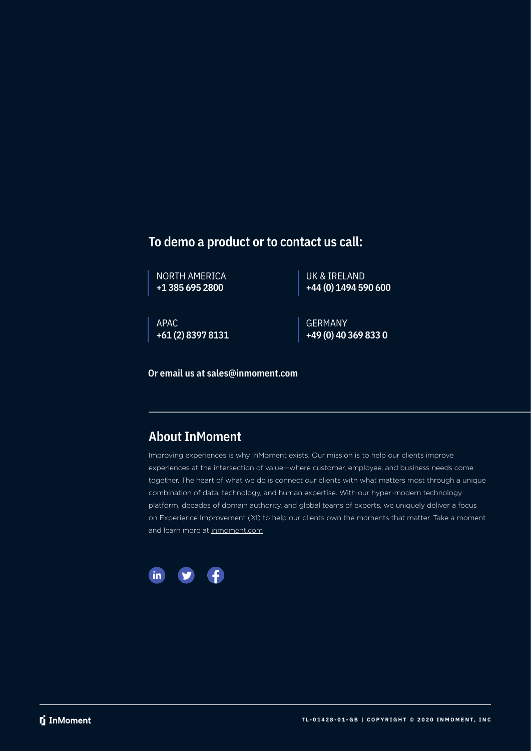## To demo a product or to contact us call:

NORTH AMERICA
**+1 385 695 2800**

UK & IRELAND
**+44 (0) 1494 590 600**

APAC
**+61 (2) 8397 8131**

GERMANY
**+49 (0) 40 369 833 0**

**Or email us at sales@inmoment.com**

## About InMoment

Improving experiences is why InMoment exists. Our mission is to help our clients improve experiences at the intersection of value—where customer, employee, and business needs come together. The heart of what we do is connect our clients with what matters most through a unique combination of data, technology, and human expertise. With our hyper-modern technology platform, decades of domain authority, and global teams of experts, we uniquely deliver a focus on Experience Improvement (XI) to help our clients own the moments that matter. Take a moment and learn more at inmoment.com

InMoment

TL-01428-01-GB | COPYRIGHT © 2020 INMOMENT, INC